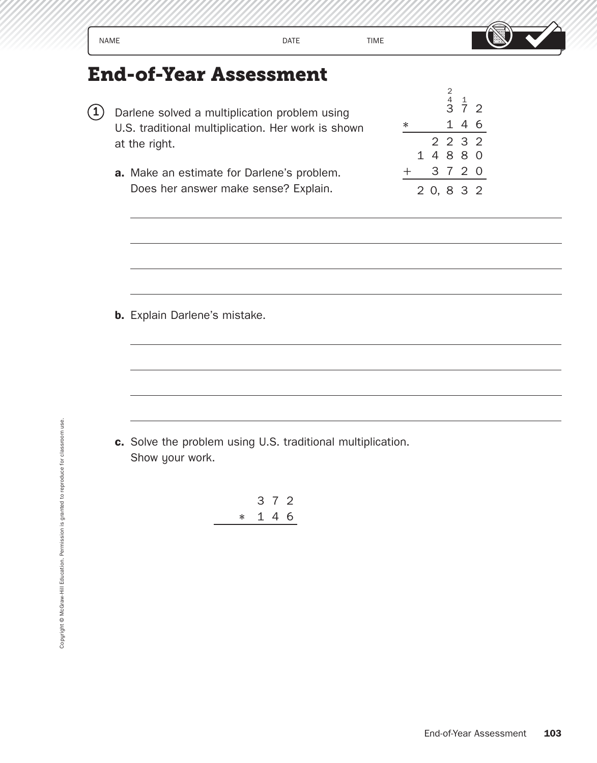NAME DATE TIME

# End-of-Year Assessment

**1** Darlene solved a multiplication problem using U.S. traditional multiplication. Her work is shown at the right.

```
     2
     4 1
     3 7 2
*    1 4 6
----------
   2 2 3 2
 1 4 8 8 0
+  3 7 2 0
----------
 2 0, 8 3 2
```

**a.** Make an estimate for Darlene's problem. Does her answer make sense? Explain.

______________________________________________

______________________________________________

______________________________________________

______________________________________________

**b.** Explain Darlene's mistake.

______________________________________________

______________________________________________

______________________________________________

______________________________________________

**c.** Solve the problem using U.S. traditional multiplication. Show your work.

```
   3 7 2
*  1 4 6
--------
```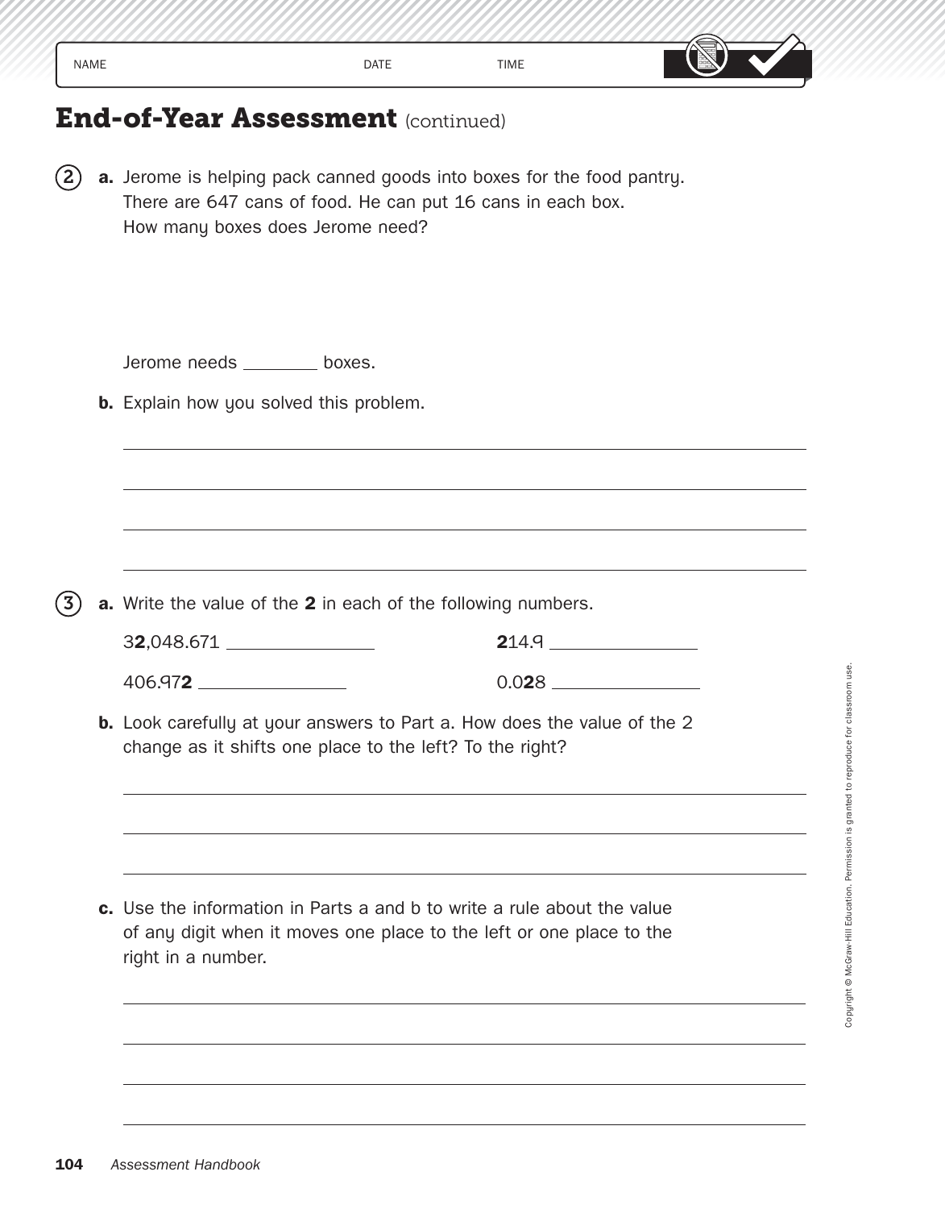NAME DATE TIME

# End-of-Year Assessment (continued)

**2** **a.** Jerome is helping pack canned goods into boxes for the food pantry. There are 647 cans of food. He can put 16 cans in each box. How many boxes does Jerome need?

Jerome needs ________ boxes.

**b.** Explain how you solved this problem.

______________________________________________

______________________________________________

______________________________________________

______________________________________________

**3** **a.** Write the value of the **2** in each of the following numbers.

3**2**,048.671 ______________  **2**14.9 ______________

406.97**2** ______________  0.0**2**8 ______________

**b.** Look carefully at your answers to Part a. How does the value of the 2 change as it shifts one place to the left? To the right?

______________________________________________

______________________________________________

______________________________________________

**c.** Use the information in Parts a and b to write a rule about the value of any digit when it moves one place to the left or one place to the right in a number.

______________________________________________

______________________________________________

______________________________________________

______________________________________________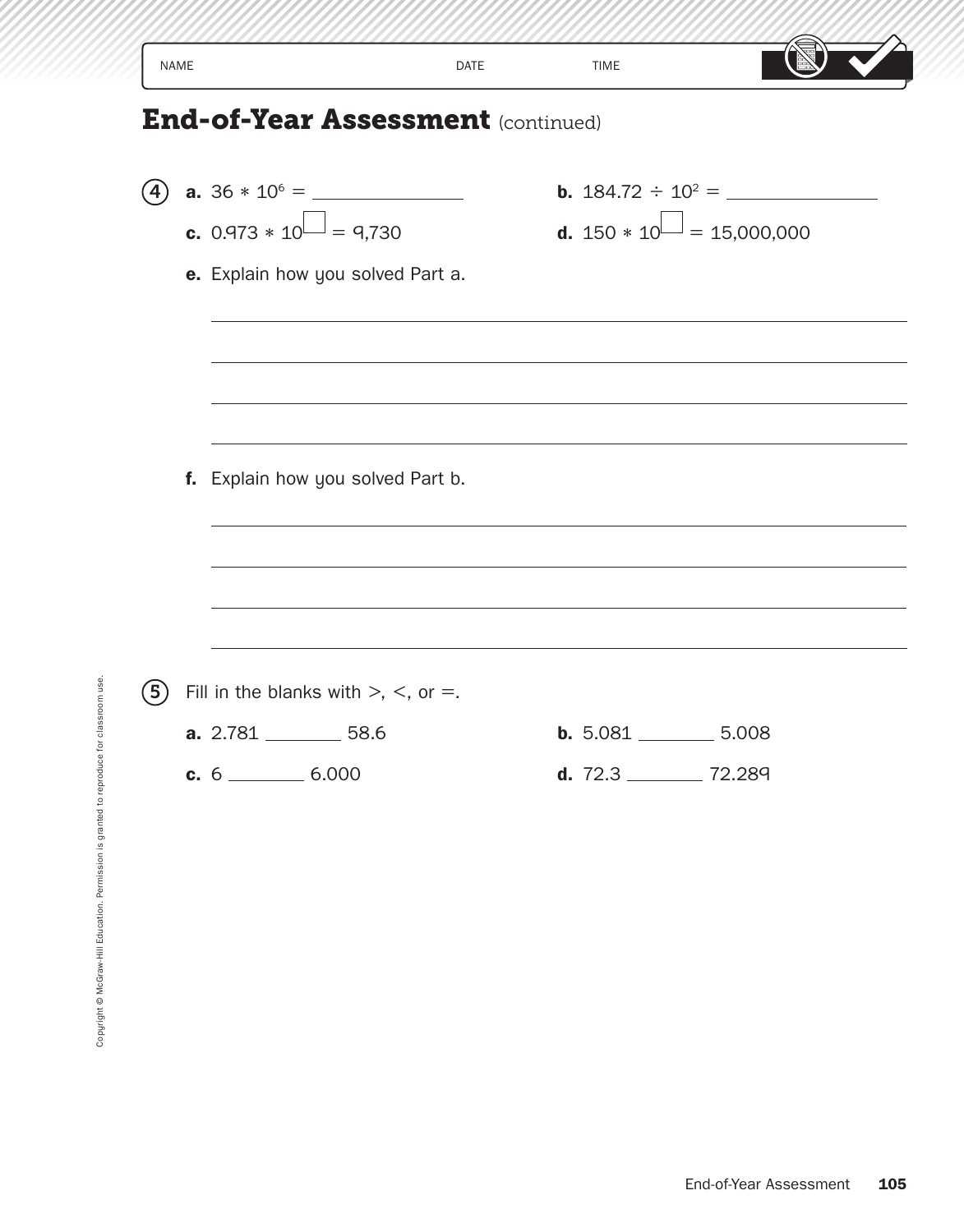NAME DATE TIME

## End-of-Year Assessment (continued)

**4** **a.** $36 * 10^6 =$ \_\_\_\_\_\_\_\_\_\_\_\_\_\_\_\_

**b.** $184.72 \div 10^2 =$ \_\_\_\_\_\_\_\_\_\_\_\_\_\_\_\_

**c.** $0.973 * 10^{\square} = 9{,}730$

**d.** $150 * 10^{\square} = 15{,}000{,}000$

**e.** Explain how you solved Part a.

\_\_\_\_\_\_\_\_\_\_\_\_\_\_\_\_\_\_\_\_\_\_\_\_\_\_\_\_\_\_\_\_\_\_\_\_\_\_\_\_\_\_\_\_\_\_\_\_\_\_\_\_\_\_\_\_

\_\_\_\_\_\_\_\_\_\_\_\_\_\_\_\_\_\_\_\_\_\_\_\_\_\_\_\_\_\_\_\_\_\_\_\_\_\_\_\_\_\_\_\_\_\_\_\_\_\_\_\_\_\_\_\_

\_\_\_\_\_\_\_\_\_\_\_\_\_\_\_\_\_\_\_\_\_\_\_\_\_\_\_\_\_\_\_\_\_\_\_\_\_\_\_\_\_\_\_\_\_\_\_\_\_\_\_\_\_\_\_\_

\_\_\_\_\_\_\_\_\_\_\_\_\_\_\_\_\_\_\_\_\_\_\_\_\_\_\_\_\_\_\_\_\_\_\_\_\_\_\_\_\_\_\_\_\_\_\_\_\_\_\_\_\_\_\_\_

**f.** Explain how you solved Part b.

\_\_\_\_\_\_\_\_\_\_\_\_\_\_\_\_\_\_\_\_\_\_\_\_\_\_\_\_\_\_\_\_\_\_\_\_\_\_\_\_\_\_\_\_\_\_\_\_\_\_\_\_\_\_\_\_

\_\_\_\_\_\_\_\_\_\_\_\_\_\_\_\_\_\_\_\_\_\_\_\_\_\_\_\_\_\_\_\_\_\_\_\_\_\_\_\_\_\_\_\_\_\_\_\_\_\_\_\_\_\_\_\_

\_\_\_\_\_\_\_\_\_\_\_\_\_\_\_\_\_\_\_\_\_\_\_\_\_\_\_\_\_\_\_\_\_\_\_\_\_\_\_\_\_\_\_\_\_\_\_\_\_\_\_\_\_\_\_\_

\_\_\_\_\_\_\_\_\_\_\_\_\_\_\_\_\_\_\_\_\_\_\_\_\_\_\_\_\_\_\_\_\_\_\_\_\_\_\_\_\_\_\_\_\_\_\_\_\_\_\_\_\_\_\_\_

**5** Fill in the blanks with $>$, $<$, or $=$.

**a.** 2.781 \_\_\_\_\_\_\_\_ 58.6

**b.** 5.081 \_\_\_\_\_\_\_\_ 5.008

**c.** 6 \_\_\_\_\_\_\_\_ 6.000

**d.** 72.3 \_\_\_\_\_\_\_\_ 72.289

Copyright © McGraw-Hill Education. Permission is granted to reproduce for classroom use.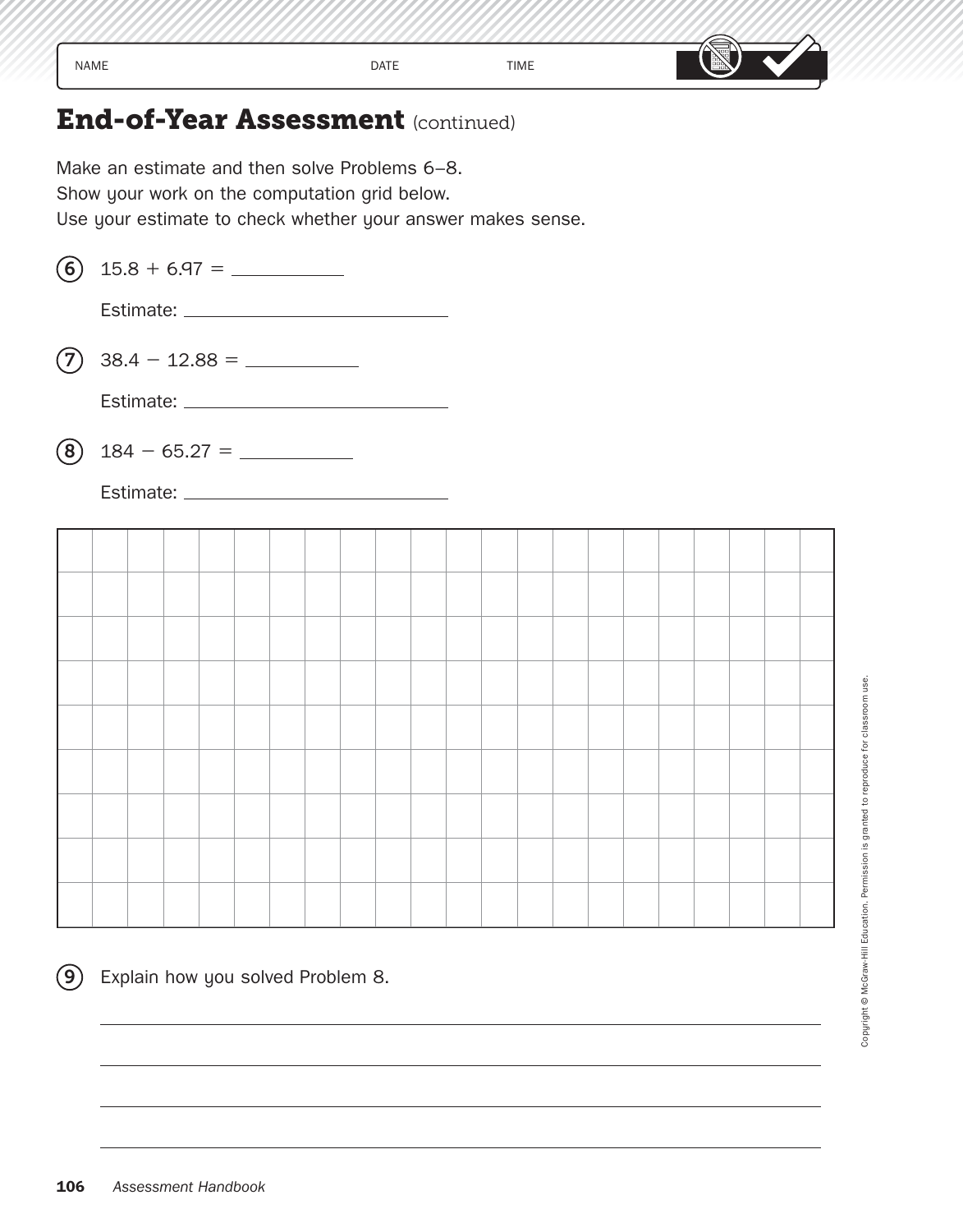NAME DATE TIME

# End-of-Year Assessment (continued)

Make an estimate and then solve Problems 6–8.
Show your work on the computation grid below.
Use your estimate to check whether your answer makes sense.

6. 15.8 + 6.97 = ________

   Estimate: ____________________

7. 38.4 − 12.88 = ________

   Estimate: ____________________

8. 184 − 65.27 = ________

   Estimate: ____________________

9. Explain how you solved Problem 8.

   ______________________________________________

   ______________________________________________

   ______________________________________________

   ______________________________________________

Copyright © McGraw-Hill Education. Permission is granted to reproduce for classroom use.

*Assessment Handbook*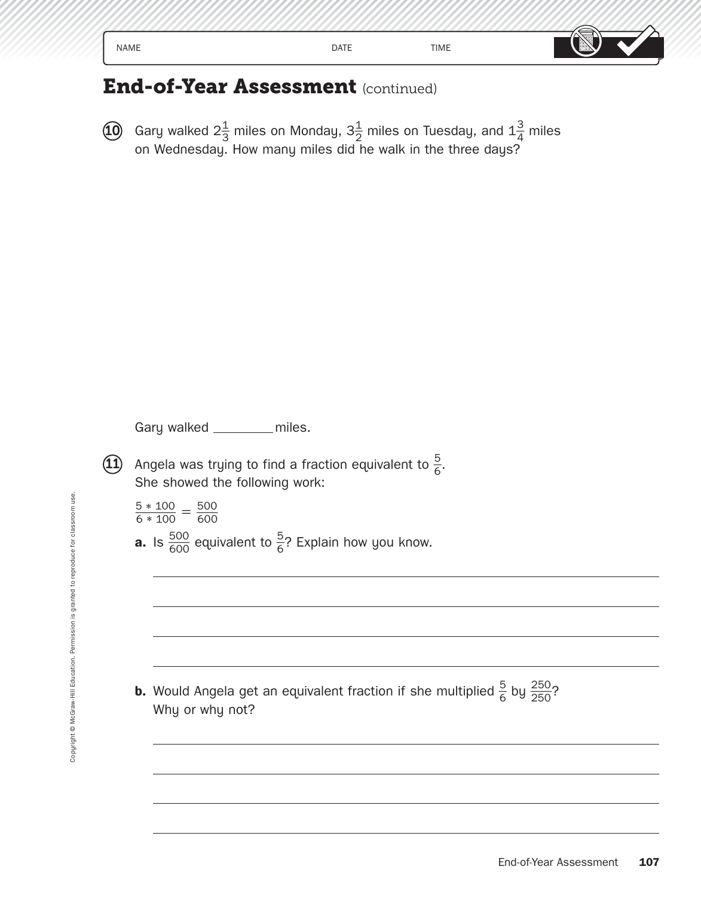NAME DATE TIME

# End-of-Year Assessment (continued)

**10** Gary walked $2\frac{1}{3}$ miles on Monday, $3\frac{1}{2}$ miles on Tuesday, and $1\frac{3}{4}$ miles on Wednesday. How many miles did he walk in the three days?

Gary walked ________ miles.

**11** Angela was trying to find a fraction equivalent to $\frac{5}{6}$. She showed the following work:

$\frac{5 * 100}{6 * 100} = \frac{500}{600}$

**a.** Is $\frac{500}{600}$ equivalent to $\frac{5}{6}$? Explain how you know.

________________________________________

________________________________________

________________________________________

________________________________________

**b.** Would Angela get an equivalent fraction if she multiplied $\frac{5}{6}$ by $\frac{250}{250}$? Why or why not?

________________________________________

________________________________________

________________________________________

________________________________________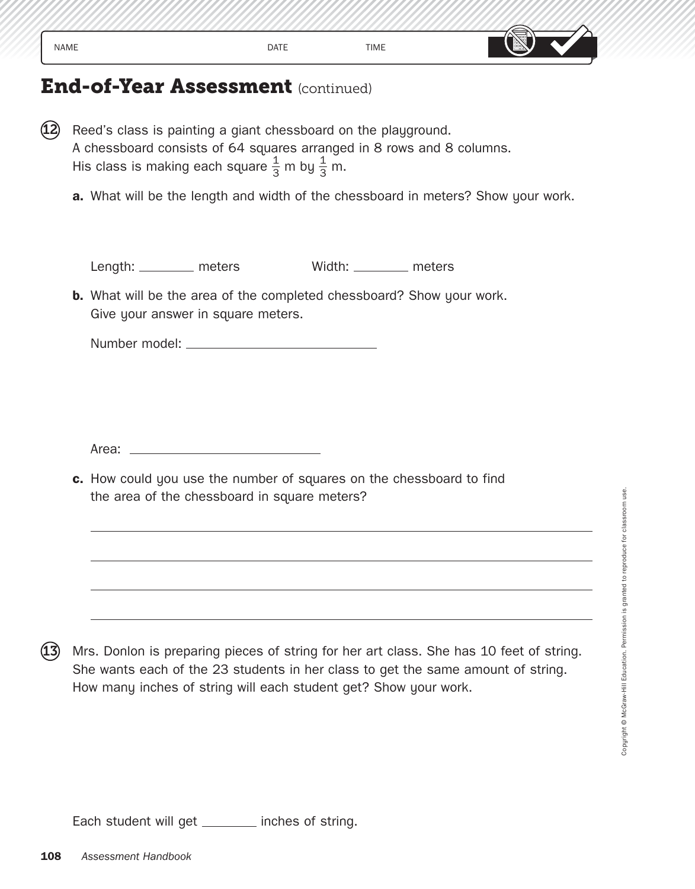NAME DATE TIME

# End-of-Year Assessment (continued)

**12** Reed's class is painting a giant chessboard on the playground.
A chessboard consists of 64 squares arranged in 8 rows and 8 columns.
His class is making each square $\frac{1}{3}$ m by $\frac{1}{3}$ m.

**a.** What will be the length and width of the chessboard in meters? Show your work.

Length: ________ meters Width: ________ meters

**b.** What will be the area of the completed chessboard? Show your work.
Give your answer in square meters.

Number model: ____________________________

Area: ____________________________

**c.** How could you use the number of squares on the chessboard to find the area of the chessboard in square meters?

_______________________________________________

_______________________________________________

_______________________________________________

_______________________________________________

**13** Mrs. Donlon is preparing pieces of string for her art class. She has 10 feet of string.
She wants each of the 23 students in her class to get the same amount of string.
How many inches of string will each student get? Show your work.

Each student will get ________ inches of string.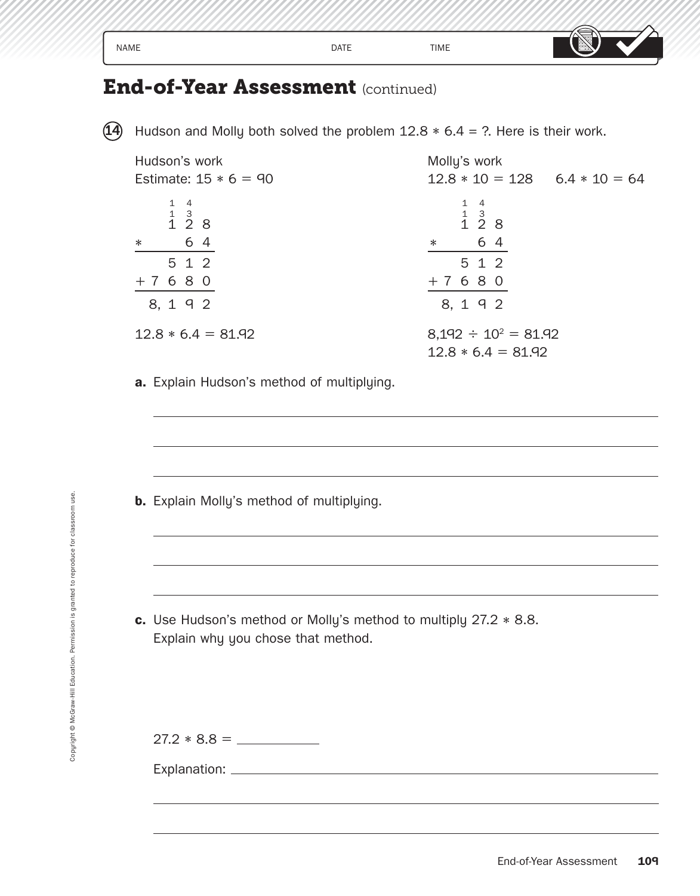NAME DATE TIME

## End-of-Year Assessment (continued)

**14** Hudson and Molly both solved the problem 12.8 * 6.4 = ?. Here is their work.

**Hudson's work**

Estimate: 15 * 6 = 90

```
    1 4
    1 3
    1 2 8
*     6 4
    -----
    5 1 2
+ 7 6 8 0
  -------
  8, 1 9 2
```

12.8 * 6.4 = 81.92

**Molly's work**

12.8 * 10 = 128     6.4 * 10 = 64

```
    1 4
    1 3
    1 2 8
*     6 4
    -----
    5 1 2
+ 7 6 8 0
  -------
  8, 1 9 2
```

8,192 ÷ $10^2$ = 81.92

12.8 * 6.4 = 81.92

**a.** Explain Hudson's method of multiplying.

______________________________________________

______________________________________________

______________________________________________

**b.** Explain Molly's method of multiplying.

______________________________________________

______________________________________________

______________________________________________

**c.** Use Hudson's method or Molly's method to multiply 27.2 * 8.8. Explain why you chose that method.

27.2 * 8.8 = ____________

Explanation: ______________________________________________

______________________________________________

______________________________________________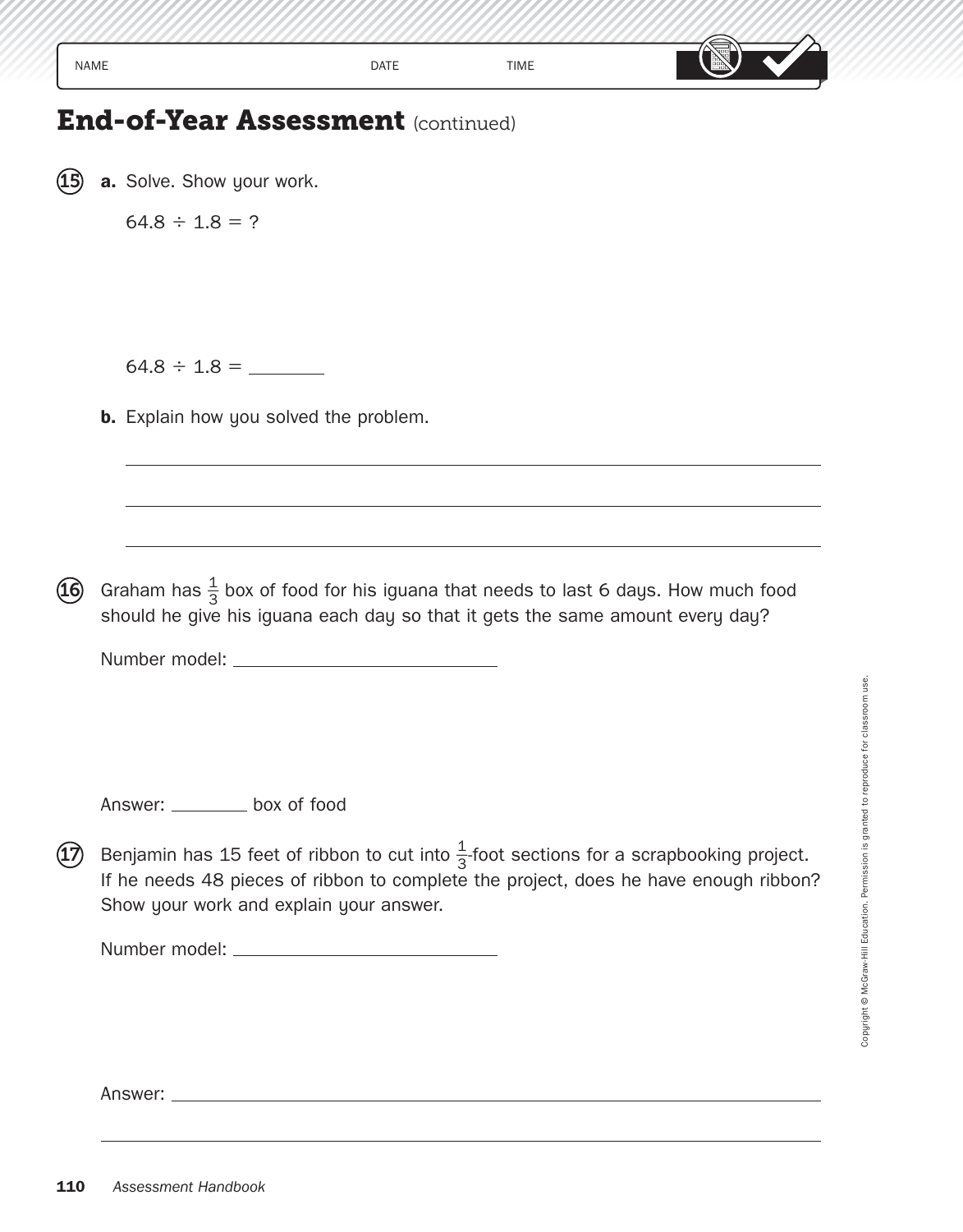NAME DATE TIME

# End-of-Year Assessment (continued)

**15** **a.** Solve. Show your work.

$64.8 \div 1.8 = ?$

$64.8 \div 1.8 =$ ________

**b.** Explain how you solved the problem.

______________________________________________

______________________________________________

______________________________________________

**16** Graham has $\frac{1}{3}$ box of food for his iguana that needs to last 6 days. How much food should he give his iguana each day so that it gets the same amount every day?

Number model: ______________________

Answer: ________ box of food

**17** Benjamin has 15 feet of ribbon to cut into $\frac{1}{3}$-foot sections for a scrapbooking project. If he needs 48 pieces of ribbon to complete the project, does he have enough ribbon? Show your work and explain your answer.

Number model: ______________________

Answer: ______________________________________________

______________________________________________

Copyright © McGraw-Hill Education. Permission is granted to reproduce for classroom use.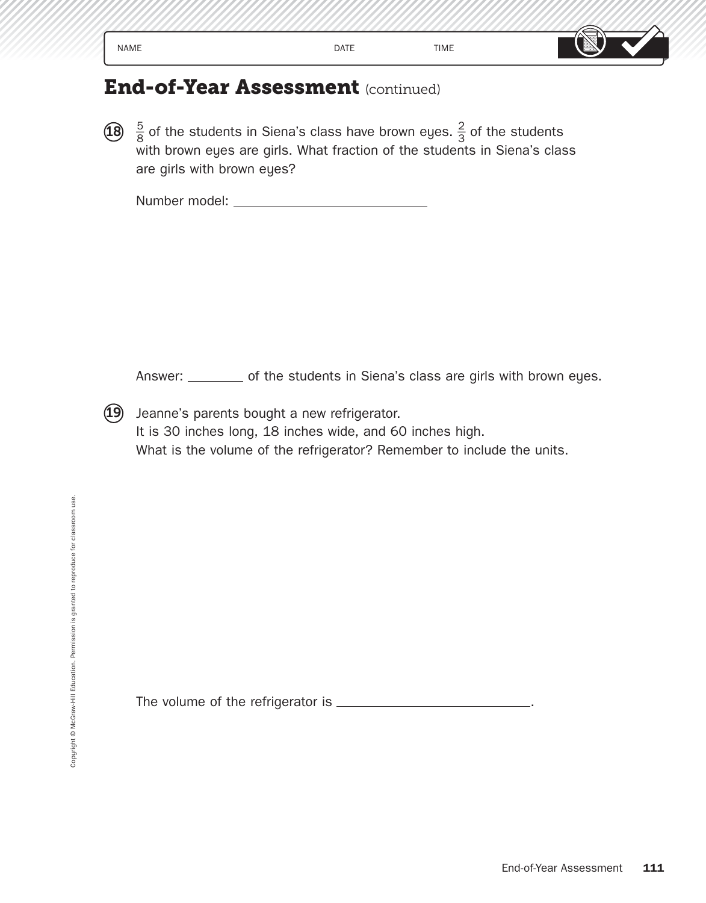NAME DATE TIME

# End-of-Year Assessment (continued)

**18** $\frac{5}{8}$ of the students in Siena's class have brown eyes. $\frac{2}{3}$ of the students with brown eyes are girls. What fraction of the students in Siena's class are girls with brown eyes?

Number model: ____________________________

Answer: ________ of the students in Siena's class are girls with brown eyes.

**19** Jeanne's parents bought a new refrigerator.
It is 30 inches long, 18 inches wide, and 60 inches high.
What is the volume of the refrigerator? Remember to include the units.

The volume of the refrigerator is ____________________________.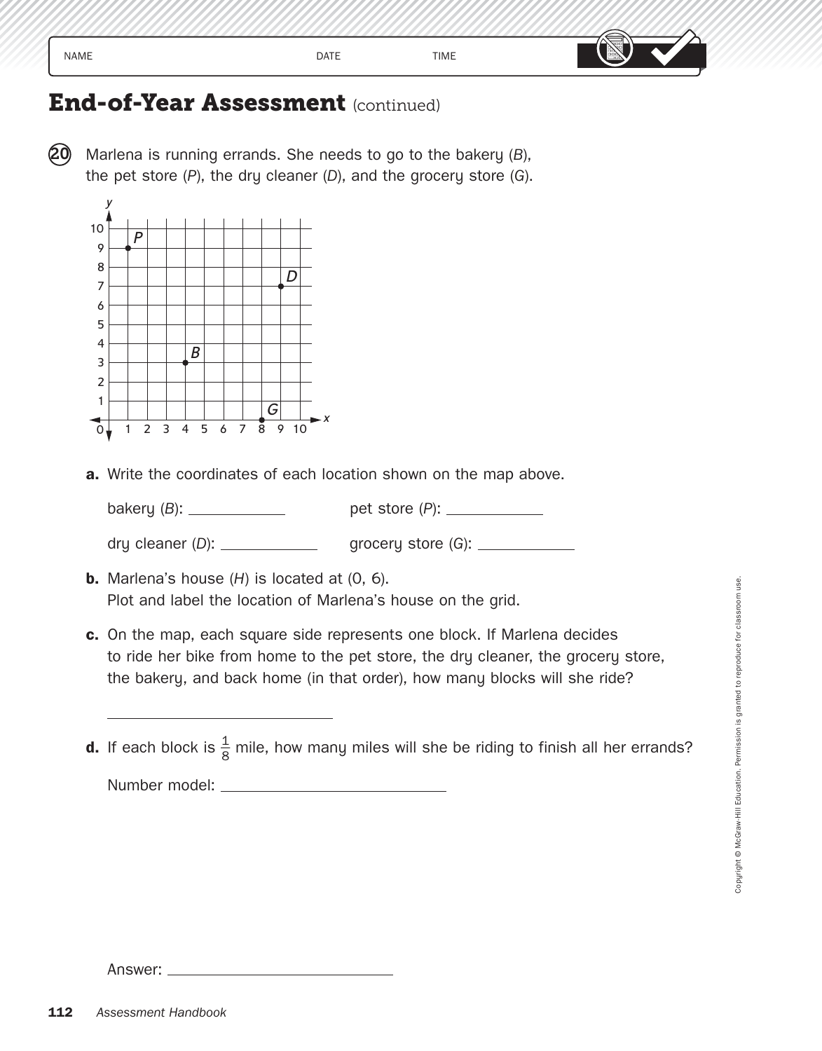NAME DATE TIME

# End-of-Year Assessment (continued)

**20** Marlena is running errands. She needs to go to the bakery (*B*), the pet store (*P*), the dry cleaner (*D*), and the grocery store (*G*).

y
10
9 P
8
7 D
6
5
4
3 B
2
1
0 1 2 3 4 5 6 7 8 9 10 x
G

**a.** Write the coordinates of each location shown on the map above.

bakery (*B*): ____________ pet store (*P*): ____________

dry cleaner (*D*): ____________ grocery store (*G*): ____________

**b.** Marlena's house (*H*) is located at (0, 6).
Plot and label the location of Marlena's house on the grid.

**c.** On the map, each square side represents one block. If Marlena decides to ride her bike from home to the pet store, the dry cleaner, the grocery store, the bakery, and back home (in that order), how many blocks will she ride?

____________________________

**d.** If each block is $\frac{1}{8}$ mile, how many miles will she be riding to finish all her errands?

Number model: ____________________________

Answer: ____________________________

Copyright © McGraw-Hill Education. Permission is granted to reproduce for classroom use.